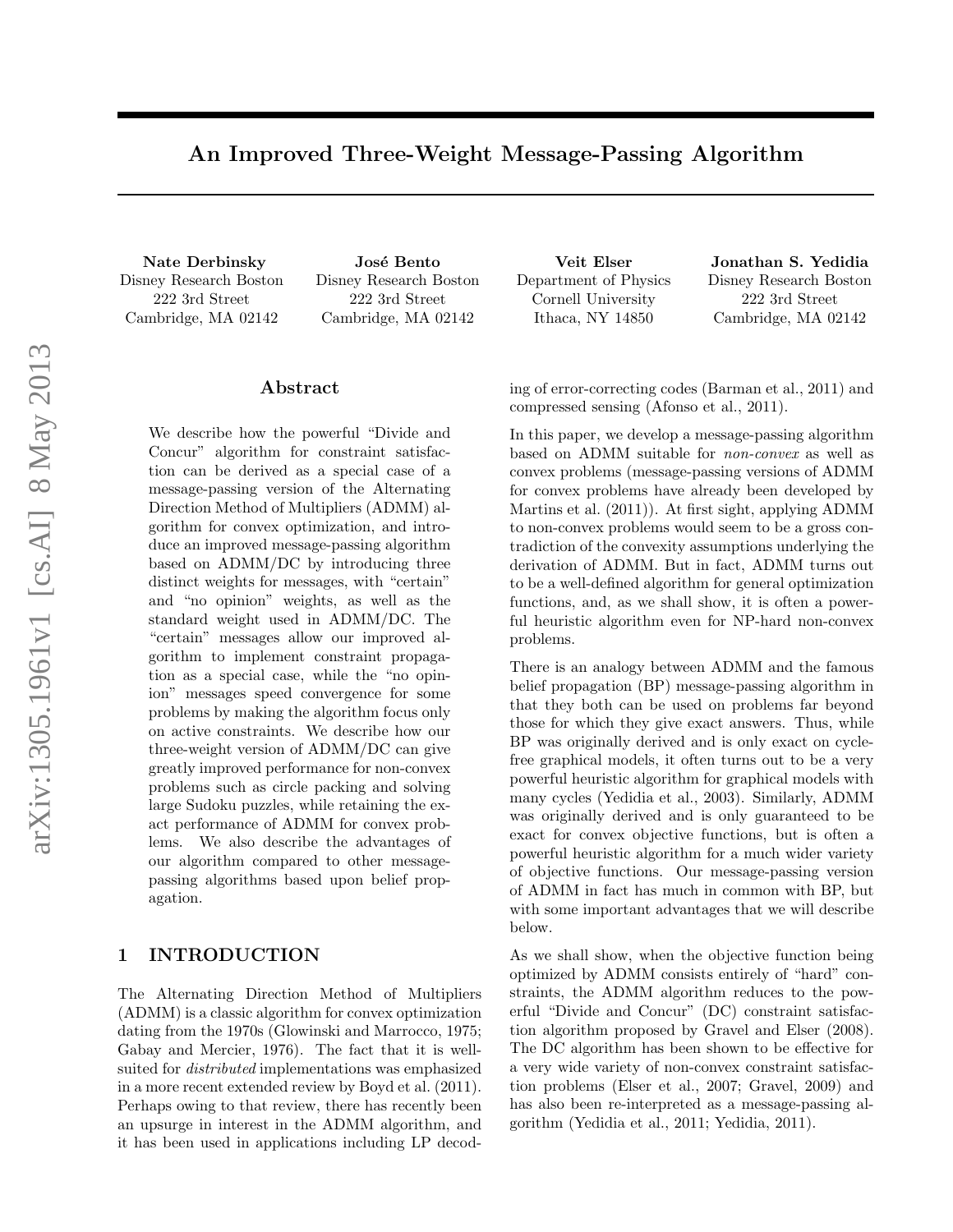# An Improved Three-Weight Message-Passing Algorithm

**Nate Derbinsky**
Disney Research Boston
222 3rd Street
Cambridge, MA 02142

**José Bento**
Disney Research Boston
222 3rd Street
Cambridge, MA 02142

**Veit Elser**
Department of Physics
Cornell University
Ithaca, NY 14850

**Jonathan S. Yedidia**
Disney Research Boston
222 3rd Street
Cambridge, MA 02142

## Abstract

We describe how the powerful "Divide and Concur" algorithm for constraint satisfaction can be derived as a special case of a message-passing version of the Alternating Direction Method of Multipliers (ADMM) algorithm for convex optimization, and introduce an improved message-passing algorithm based on ADMM/DC by introducing three distinct weights for messages, with "certain" and "no opinion" weights, as well as the standard weight used in ADMM/DC. The "certain" messages allow our improved algorithm to implement constraint propagation as a special case, while the "no opinion" messages speed convergence for some problems by making the algorithm focus only on active constraints. We describe how our three-weight version of ADMM/DC can give greatly improved performance for non-convex problems such as circle packing and solving large Sudoku puzzles, while retaining the exact performance of ADMM for convex problems. We also describe the advantages of our algorithm compared to other message-passing algorithms based upon belief propagation.

## 1 INTRODUCTION

The Alternating Direction Method of Multipliers (ADMM) is a classic algorithm for convex optimization dating from the 1970s (Glowinski and Marrocco, 1975; Gabay and Mercier, 1976). The fact that it is well-suited for *distributed* implementations was emphasized in a more recent extended review by Boyd et al. (2011). Perhaps owing to that review, there has recently been an upsurge in interest in the ADMM algorithm, and it has been used in applications including LP decoding of error-correcting codes (Barman et al., 2011) and compressed sensing (Afonso et al., 2011).

In this paper, we develop a message-passing algorithm based on ADMM suitable for *non-convex* as well as convex problems (message-passing versions of ADMM for convex problems have already been developed by Martins et al. (2011)). At first sight, applying ADMM to non-convex problems would seem to be a gross contradiction of the convexity assumptions underlying the derivation of ADMM. But in fact, ADMM turns out to be a well-defined algorithm for general optimization functions, and, as we shall show, it is often a powerful heuristic algorithm even for NP-hard non-convex problems.

There is an analogy between ADMM and the famous belief propagation (BP) message-passing algorithm in that they both can be used on problems far beyond those for which they give exact answers. Thus, while BP was originally derived and is only exact on cycle-free graphical models, it often turns out to be a very powerful heuristic algorithm for graphical models with many cycles (Yedidia et al., 2003). Similarly, ADMM was originally derived and is only guaranteed to be exact for convex objective functions, but is often a powerful heuristic algorithm for a much wider variety of objective functions. Our message-passing version of ADMM in fact has much in common with BP, but with some important advantages that we will describe below.

As we shall show, when the objective function being optimized by ADMM consists entirely of "hard" constraints, the ADMM algorithm reduces to the powerful "Divide and Concur" (DC) constraint satisfaction algorithm proposed by Gravel and Elser (2008). The DC algorithm has been shown to be effective for a very wide variety of non-convex constraint satisfaction problems (Elser et al., 2007; Gravel, 2009) and has also been re-interpreted as a message-passing algorithm (Yedidia et al., 2011; Yedidia, 2011).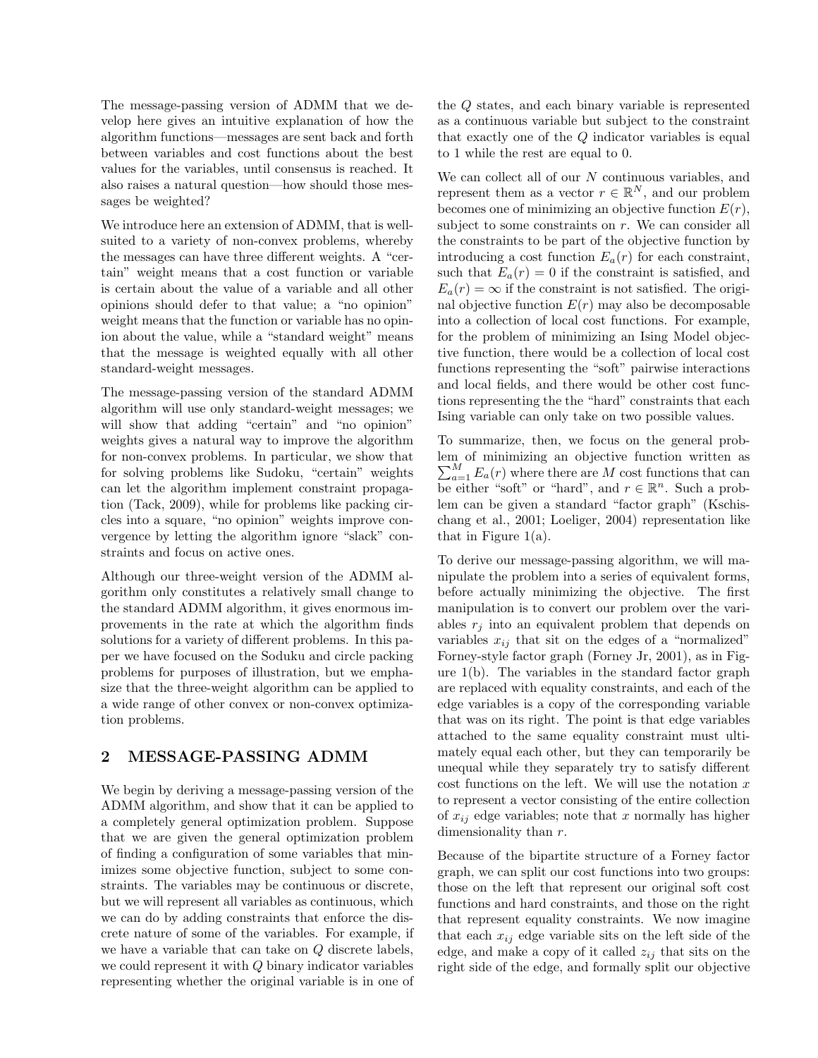The message-passing version of ADMM that we develop here gives an intuitive explanation of how the algorithm functions—messages are sent back and forth between variables and cost functions about the best values for the variables, until consensus is reached. It also raises a natural question—how should those messages be weighted?

We introduce here an extension of ADMM, that is well-suited to a variety of non-convex problems, whereby the messages can have three different weights. A "certain" weight means that a cost function or variable is certain about the value of a variable and all other opinions should defer to that value; a "no opinion" weight means that the function or variable has no opinion about the value, while a "standard weight" means that the message is weighted equally with all other standard-weight messages.

The message-passing version of the standard ADMM algorithm will use only standard-weight messages; we will show that adding "certain" and "no opinion" weights gives a natural way to improve the algorithm for non-convex problems. In particular, we show that for solving problems like Sudoku, "certain" weights can let the algorithm implement constraint propagation (Tack, 2009), while for problems like packing circles into a square, "no opinion" weights improve convergence by letting the algorithm ignore "slack" constraints and focus on active ones.

Although our three-weight version of the ADMM algorithm only constitutes a relatively small change to the standard ADMM algorithm, it gives enormous improvements in the rate at which the algorithm finds solutions for a variety of different problems. In this paper we have focused on the Soduku and circle packing problems for purposes of illustration, but we emphasize that the three-weight algorithm can be applied to a wide range of other convex or non-convex optimization problems.

## 2 MESSAGE-PASSING ADMM

We begin by deriving a message-passing version of the ADMM algorithm, and show that it can be applied to a completely general optimization problem. Suppose that we are given the general optimization problem of finding a configuration of some variables that minimizes some objective function, subject to some constraints. The variables may be continuous or discrete, but we will represent all variables as continuous, which we can do by adding constraints that enforce the discrete nature of some of the variables. For example, if we have a variable that can take on $Q$ discrete labels, we could represent it with $Q$ binary indicator variables representing whether the original variable is in one of the $Q$ states, and each binary variable is represented as a continuous variable but subject to the constraint that exactly one of the $Q$ indicator variables is equal to 1 while the rest are equal to 0.

We can collect all of our $N$ continuous variables, and represent them as a vector $r \in \mathbb{R}^N$, and our problem becomes one of minimizing an objective function $E(r)$, subject to some constraints on $r$. We can consider all the constraints to be part of the objective function by introducing a cost function $E_a(r)$ for each constraint, such that $E_a(r) = 0$ if the constraint is satisfied, and $E_a(r) = \infty$ if the constraint is not satisfied. The original objective function $E(r)$ may also be decomposable into a collection of local cost functions. For example, for the problem of minimizing an Ising Model objective function, there would be a collection of local cost functions representing the "soft" pairwise interactions and local fields, and there would be other cost functions representing the the "hard" constraints that each Ising variable can only take on two possible values.

To summarize, then, we focus on the general problem of minimizing an objective function written as $\sum_{a=1}^{M} E_a(r)$ where there are $M$ cost functions that can be either "soft" or "hard", and $r \in \mathbb{R}^n$. Such a problem can be given a standard "factor graph" (Kschischang et al., 2001; Loeliger, 2004) representation like that in Figure 1(a).

To derive our message-passing algorithm, we will manipulate the problem into a series of equivalent forms, before actually minimizing the objective. The first manipulation is to convert our problem over the variables $r_j$ into an equivalent problem that depends on variables $x_{ij}$ that sit on the edges of a "normalized" Forney-style factor graph (Forney Jr, 2001), as in Figure 1(b). The variables in the standard factor graph are replaced with equality constraints, and each of the edge variables is a copy of the corresponding variable that was on its right. The point is that edge variables attached to the same equality constraint must ultimately equal each other, but they can temporarily be unequal while they separately try to satisfy different cost functions on the left. We will use the notation $x$ to represent a vector consisting of the entire collection of $x_{ij}$ edge variables; note that $x$ normally has higher dimensionality than $r$.

Because of the bipartite structure of a Forney factor graph, we can split our cost functions into two groups: those on the left that represent our original soft cost functions and hard constraints, and those on the right that represent equality constraints. We now imagine that each $x_{ij}$ edge variable sits on the left side of the edge, and make a copy of it called $z_{ij}$ that sits on the right side of the edge, and formally split our objective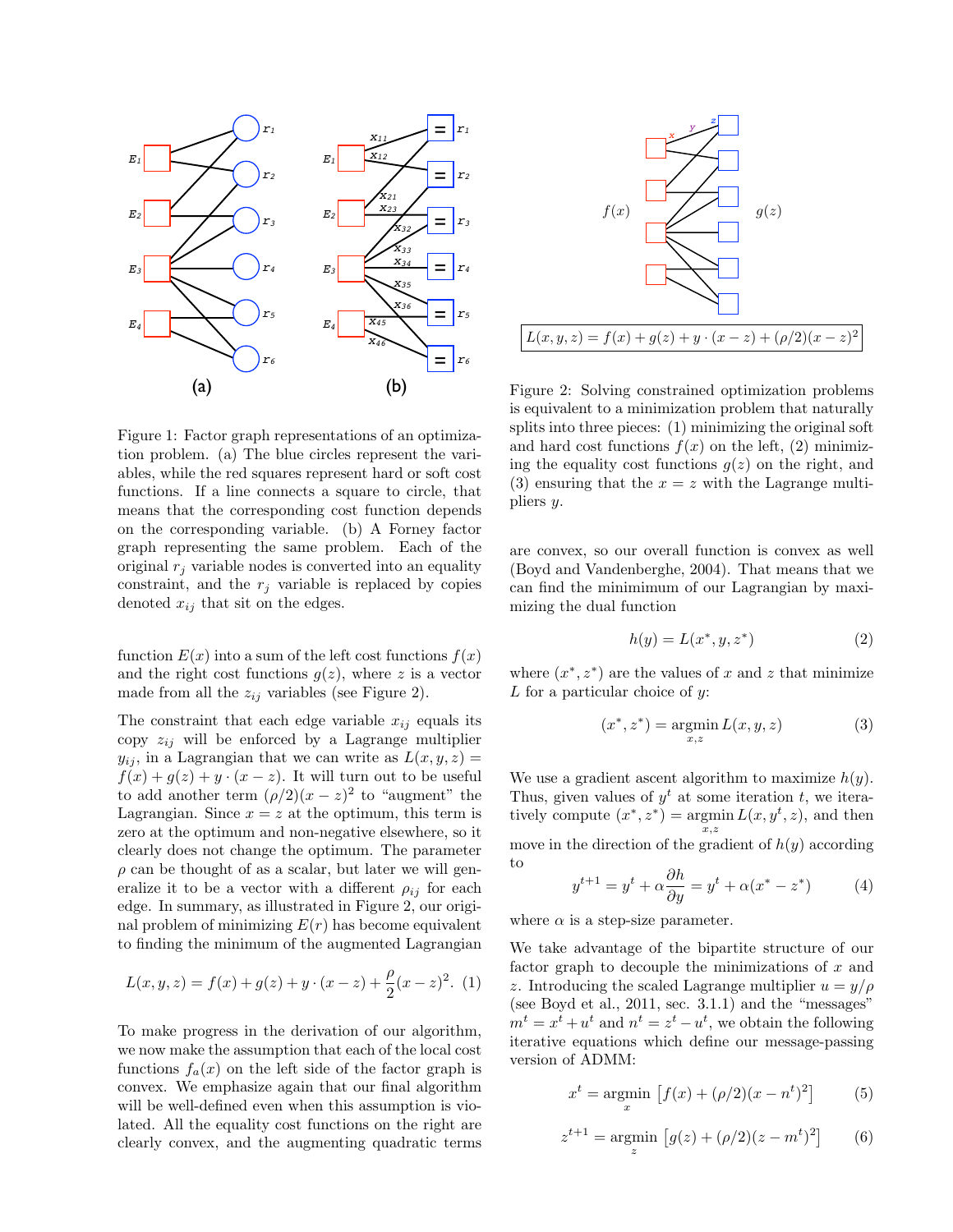Figure 1: Factor graph representations of an optimization problem. (a) The blue circles represent the variables, while the red squares represent hard or soft cost functions. If a line connects a square to circle, that means that the corresponding cost function depends on the corresponding variable. (b) A Forney factor graph representing the same problem. Each of the original $r_j$ variable nodes is converted into an equality constraint, and the $r_j$ variable is replaced by copies denoted $x_{ij}$ that sit on the edges.

Figure 2: Solving constrained optimization problems is equivalent to a minimization problem that naturally splits into three pieces: (1) minimizing the original soft and hard cost functions $f(x)$ on the left, (2) minimizing the equality cost functions $g(z)$ on the right, and (3) ensuring that the $x = z$ with the Lagrange multipliers $y$.

function $E(x)$ into a sum of the left cost functions $f(x)$ and the right cost functions $g(z)$, where $z$ is a vector made from all the $z_{ij}$ variables (see Figure 2).

The constraint that each edge variable $x_{ij}$ equals its copy $z_{ij}$ will be enforced by a Lagrange multiplier $y_{ij}$, in a Lagrangian that we can write as $L(x, y, z) = f(x) + g(z) + y \cdot (x - z)$. It will turn out to be useful to add another term $(\rho/2)(x - z)^2$ to "augment" the Lagrangian. Since $x = z$ at the optimum, this term is zero at the optimum and non-negative elsewhere, so it clearly does not change the optimum. The parameter $\rho$ can be thought of as a scalar, but later we will generalize it to be a vector with a different $\rho_{ij}$ for each edge. In summary, as illustrated in Figure 2, our original problem of minimizing $E(r)$ has become equivalent to finding the minimum of the augmented Lagrangian

$$L(x, y, z) = f(x) + g(z) + y \cdot (x - z) + \frac{\rho}{2}(x - z)^2. \quad (1)$$

To make progress in the derivation of our algorithm, we now make the assumption that each of the local cost functions $f_a(x)$ on the left side of the factor graph is convex. We emphasize again that our final algorithm will be well-defined even when this assumption is violated. All the equality cost functions on the right are clearly convex, and the augmenting quadratic terms are convex, so our overall function is convex as well (Boyd and Vandenberghe, 2004). That means that we can find the minimum of our Lagrangian by maximizing the dual function

$$h(y) = L(x^*, y, z^*) \quad (2)$$

where $(x^*, z^*)$ are the values of $x$ and $z$ that minimize $L$ for a particular choice of $y$:

$$(x^*, z^*) = \underset{x,z}{\operatorname{argmin}}\, L(x, y, z) \quad (3)$$

We use a gradient ascent algorithm to maximize $h(y)$. Thus, given values of $y^t$ at some iteration $t$, we iteratively compute $(x^*, z^*) = \underset{x,z}{\operatorname{argmin}}\, L(x, y^t, z)$, and then move in the direction of the gradient of $h(y)$ according to

$$y^{t+1} = y^t + \alpha \frac{\partial h}{\partial y} = y^t + \alpha(x^* - z^*) \quad (4)$$

where $\alpha$ is a step-size parameter.

We take advantage of the bipartite structure of our factor graph to decouple the minimizations of $x$ and $z$. Introducing the scaled Lagrange multiplier $u = y/\rho$ (see Boyd et al., 2011, sec. 3.1.1) and the "messages" $m^t = x^t + u^t$ and $n^t = z^t - u^t$, we obtain the following iterative equations which define our message-passing version of ADMM:

$$x^t = \underset{x}{\operatorname{argmin}} \left[ f(x) + (\rho/2)(x - n^t)^2 \right] \quad (5)$$

$$z^{t+1} = \underset{z}{\operatorname{argmin}} \left[ g(z) + (\rho/2)(z - m^t)^2 \right] \quad (6)$$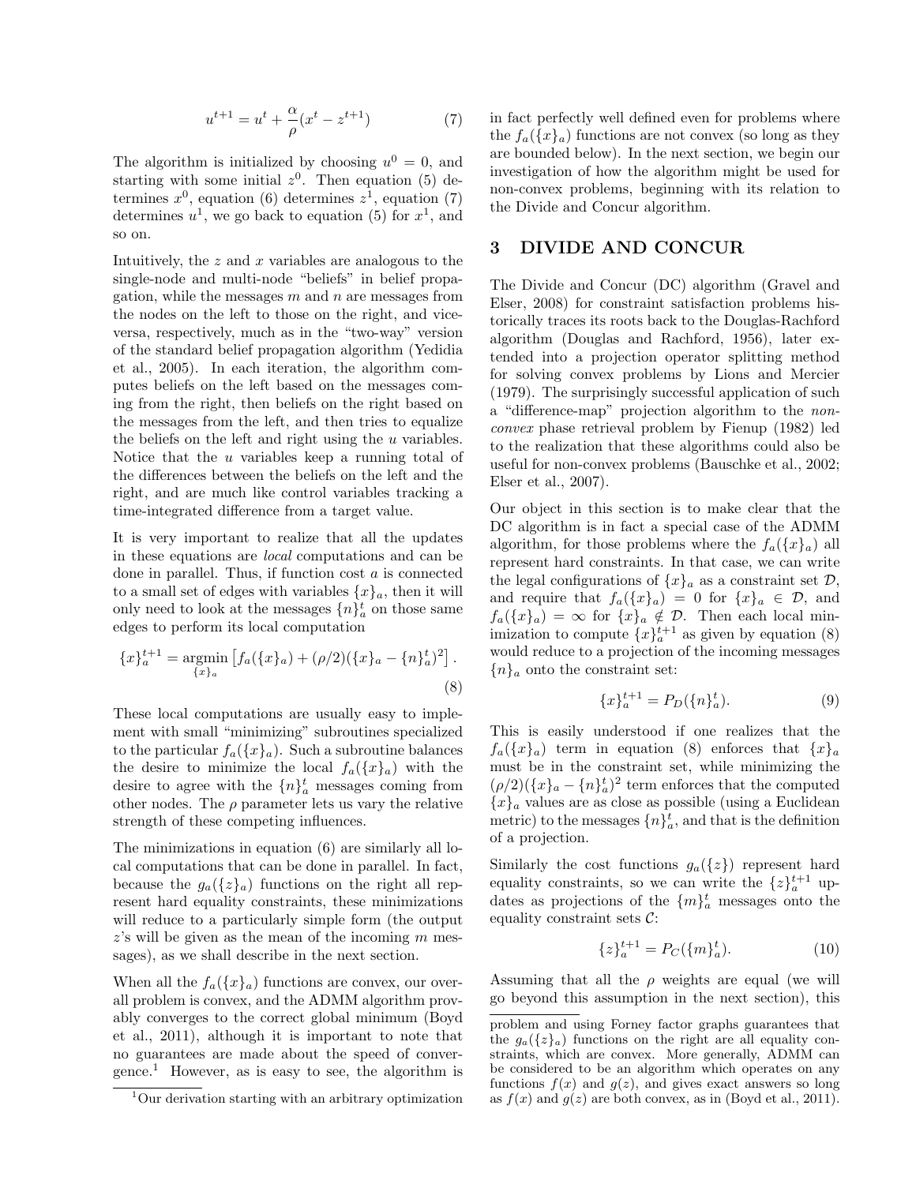$$u^{t+1} = u^t + \frac{\alpha}{\rho}(x^t - z^{t+1}) \tag{7}$$

The algorithm is initialized by choosing $u^0 = 0$, and starting with some initial $z^0$. Then equation (5) determines $x^0$, equation (6) determines $z^1$, equation (7) determines $u^1$, we go back to equation (5) for $x^1$, and so on.

Intuitively, the $z$ and $x$ variables are analogous to the single-node and multi-node "beliefs" in belief propagation, while the messages $m$ and $n$ are messages from the nodes on the left to those on the right, and vice-versa, respectively, much as in the "two-way" version of the standard belief propagation algorithm (Yedidia et al., 2005). In each iteration, the algorithm computes beliefs on the left based on the messages coming from the right, then beliefs on the right based on the messages from the left, and then tries to equalize the beliefs on the left and right using the $u$ variables. Notice that the $u$ variables keep a running total of the differences between the beliefs on the left and the right, and are much like control variables tracking a time-integrated difference from a target value.

It is very important to realize that all the updates in these equations are *local* computations and can be done in parallel. Thus, if function cost $a$ is connected to a small set of edges with variables $\{x\}_a$, then it will only need to look at the messages $\{n\}_a^t$ on those same edges to perform its local computation

$$\{x\}_a^{t+1} = \underset{\{x\}_a}{\operatorname{argmin}} \left[ f_a(\{x\}_a) + (\rho/2)(\{x\}_a - \{n\}_a^t)^2 \right]. \tag{8}$$

These local computations are usually easy to implement with small "minimizing" subroutines specialized to the particular $f_a(\{x\}_a)$. Such a subroutine balances the desire to minimize the local $f_a(\{x\}_a)$ with the desire to agree with the $\{n\}_a^t$ messages coming from other nodes. The $\rho$ parameter lets us vary the relative strength of these competing influences.

The minimizations in equation (6) are similarly all local computations that can be done in parallel. In fact, because the $g_a(\{z\}_a)$ functions on the right all represent hard equality constraints, these minimizations will reduce to a particularly simple form (the output $z$'s will be given as the mean of the incoming $m$ messages), as we shall describe in the next section.

When all the $f_a(\{x\}_a)$ functions are convex, our overall problem is convex, and the ADMM algorithm provably converges to the correct global minimum (Boyd et al., 2011), although it is important to note that no guarantees are made about the speed of convergence.[1] However, as is easy to see, the algorithm is in fact perfectly well defined even for problems where the $f_a(\{x\}_a)$ functions are not convex (so long as they are bounded below). In the next section, we begin our investigation of how the algorithm might be used for non-convex problems, beginning with its relation to the Divide and Concur algorithm.

## 3 DIVIDE AND CONCUR

The Divide and Concur (DC) algorithm (Gravel and Elser, 2008) for constraint satisfaction problems historically traces its roots back to the Douglas-Rachford algorithm (Douglas and Rachford, 1956), later extended into a projection operator splitting method for solving convex problems by Lions and Mercier (1979). The surprisingly successful application of such a "difference-map" projection algorithm to the *non-convex* phase retrieval problem by Fienup (1982) led to the realization that these algorithms could also be useful for non-convex problems (Bauschke et al., 2002; Elser et al., 2007).

Our object in this section is to make clear that the DC algorithm is in fact a special case of the ADMM algorithm, for those problems where the $f_a(\{x\}_a)$ all represent hard constraints. In that case, we can write the legal configurations of $\{x\}_a$ as a constraint set $\mathcal{D}$, and require that $f_a(\{x\}_a) = 0$ for $\{x\}_a \in \mathcal{D}$, and $f_a(\{x\}_a) = \infty$ for $\{x\}_a \notin \mathcal{D}$. Then each local minimization to compute $\{x\}_a^{t+1}$ as given by equation (8) would reduce to a projection of the incoming messages $\{n\}_a$ onto the constraint set:

$$\{x\}_a^{t+1} = P_D(\{n\}_a^t). \tag{9}$$

This is easily understood if one realizes that the $f_a(\{x\}_a)$ term in equation (8) enforces that $\{x\}_a$ must be in the constraint set, while minimizing the $(\rho/2)(\{x\}_a - \{n\}_a^t)^2$ term enforces that the computed $\{x\}_a$ values are as close as possible (using a Euclidean metric) to the messages $\{n\}_a^t$, and that is the definition of a projection.

Similarly the cost functions $g_a(\{z\})$ represent hard equality constraints, so we can write the $\{z\}_a^{t+1}$ updates as projections of the $\{m\}_a^t$ messages onto the equality constraint sets $\mathcal{C}$:

$$\{z\}_a^{t+1} = P_C(\{m\}_a^t). \tag{10}$$

Assuming that all the $\rho$ weights are equal (we will go beyond this assumption in the next section), this

[1] Our derivation starting with an arbitrary optimization problem and using Forney factor graphs guarantees that the $g_a(\{z\}_a)$ functions on the right are all equality constraints, which are convex. More generally, ADMM can be considered to be an algorithm which operates on any functions $f(x)$ and $g(z)$, and gives exact answers so long as $f(x)$ and $g(z)$ are both convex, as in (Boyd et al., 2011).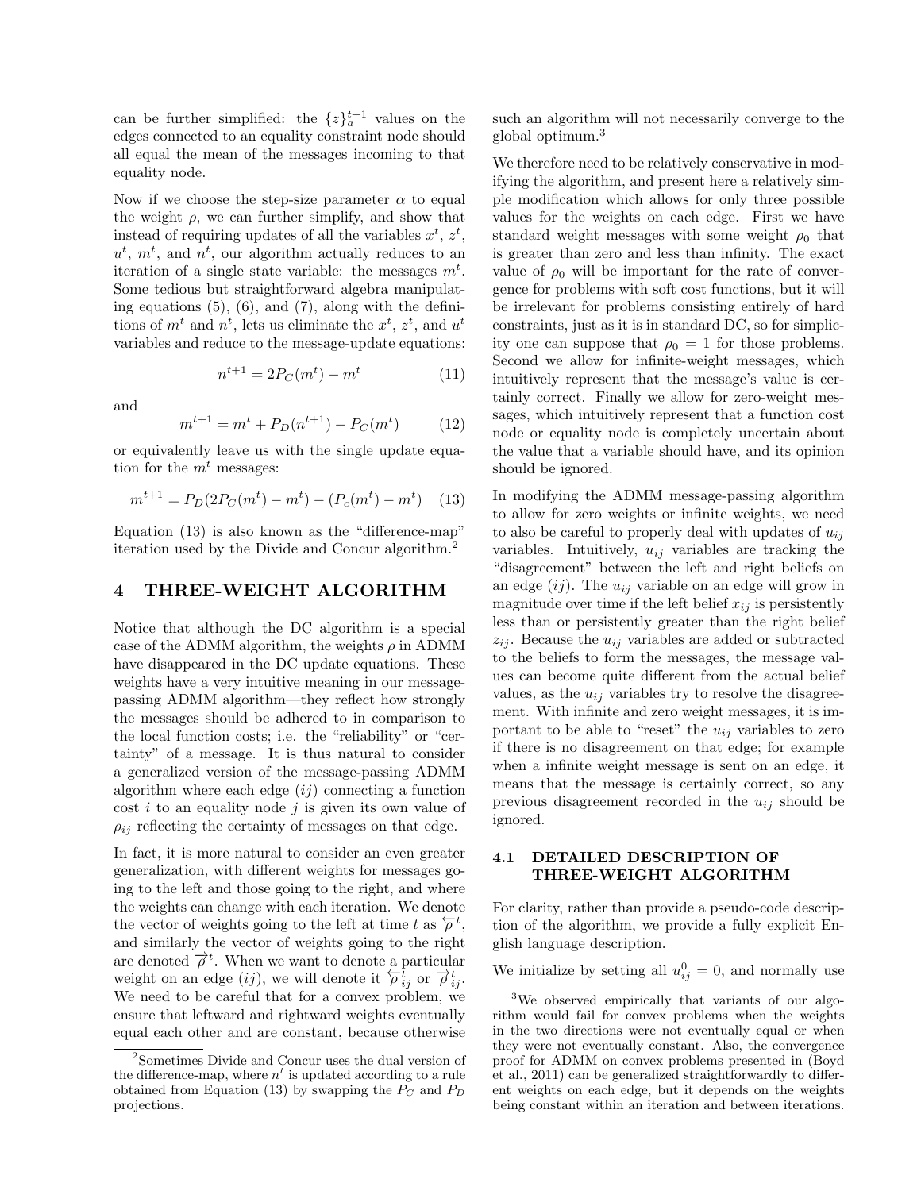can be further simplified: the $\{z\}_a^{t+1}$ values on the edges connected to an equality constraint node should all equal the mean of the messages incoming to that equality node.

Now if we choose the step-size parameter $\alpha$ to equal the weight $\rho$, we can further simplify, and show that instead of requiring updates of all the variables $x^t$, $z^t$, $u^t$, $m^t$, and $n^t$, our algorithm actually reduces to an iteration of a single state variable: the messages $m^t$. Some tedious but straightforward algebra manipulating equations (5), (6), and (7), along with the definitions of $m^t$ and $n^t$, lets us eliminate the $x^t$, $z^t$, and $u^t$ variables and reduce to the message-update equations:

$$n^{t+1} = 2P_C(m^t) - m^t \tag{11}$$

and

$$m^{t+1} = m^t + P_D(n^{t+1}) - P_C(m^t) \tag{12}$$

or equivalently leave us with the single update equation for the $m^t$ messages:

$$m^{t+1} = P_D(2P_C(m^t) - m^t) - (P_c(m^t) - m^t) \tag{13}$$

Equation (13) is also known as the "difference-map" iteration used by the Divide and Concur algorithm.[2]

## 4 THREE-WEIGHT ALGORITHM

Notice that although the DC algorithm is a special case of the ADMM algorithm, the weights $\rho$ in ADMM have disappeared in the DC update equations. These weights have a very intuitive meaning in our message-passing ADMM algorithm—they reflect how strongly the messages should be adhered to in comparison to the local function costs; i.e. the "reliability" or "certainty" of a message. It is thus natural to consider a generalized version of the message-passing ADMM algorithm where each edge $(ij)$ connecting a function cost $i$ to an equality node $j$ is given its own value of $\rho_{ij}$ reflecting the certainty of messages on that edge.

In fact, it is more natural to consider an even greater generalization, with different weights for messages going to the left and those going to the right, and where the weights can change with each iteration. We denote the vector of weights going to the left at time $t$ as $\overleftarrow{\rho}^t$, and similarly the vector of weights going to the right are denoted $\overrightarrow{\rho}^t$. When we want to denote a particular weight on an edge $(ij)$, we will denote it $\overleftarrow{\rho}_{ij}^t$ or $\overrightarrow{\rho}_{ij}^t$. We need to be careful that for a convex problem, we ensure that leftward and rightward weights eventually equal each other and are constant, because otherwise such an algorithm will not necessarily converge to the global optimum.[3]

We therefore need to be relatively conservative in modifying the algorithm, and present here a relatively simple modification which allows for only three possible values for the weights on each edge. First we have standard weight messages with some weight $\rho_0$ that is greater than zero and less than infinity. The exact value of $\rho_0$ will be important for the rate of convergence for problems with soft cost functions, but it will be irrelevant for problems consisting entirely of hard constraints, just as it is in standard DC, so for simplicity one can suppose that $\rho_0 = 1$ for those problems. Second we allow for infinite-weight messages, which intuitively represent that the message's value is certainly correct. Finally we allow for zero-weight messages, which intuitively represent that a function cost node or equality node is completely uncertain about the value that a variable should have, and its opinion should be ignored.

In modifying the ADMM message-passing algorithm to allow for zero weights or infinite weights, we need to also be careful to properly deal with updates of $u_{ij}$ variables. Intuitively, $u_{ij}$ variables are tracking the "disagreement" between the left and right beliefs on an edge $(ij)$. The $u_{ij}$ variable on an edge will grow in magnitude over time if the left belief $x_{ij}$ is persistently less than or persistently greater than the right belief $z_{ij}$. Because the $u_{ij}$ variables are added or subtracted to the beliefs to form the messages, the message values can become quite different from the actual belief values, as the $u_{ij}$ variables try to resolve the disagreement. With infinite and zero weight messages, it is important to be able to "reset" the $u_{ij}$ variables to zero if there is no disagreement on that edge; for example when a infinite weight message is sent on an edge, it means that the message is certainly correct, so any previous disagreement recorded in the $u_{ij}$ should be ignored.

### 4.1 DETAILED DESCRIPTION OF THREE-WEIGHT ALGORITHM

For clarity, rather than provide a pseudo-code description of the algorithm, we provide a fully explicit English language description.

We initialize by setting all $u_{ij}^0 = 0$, and normally use

---

[2] Sometimes Divide and Concur uses the dual version of the difference-map, where $n^t$ is updated according to a rule obtained from Equation (13) by swapping the $P_C$ and $P_D$ projections.

[3] We observed empirically that variants of our algorithm would fail for convex problems when the weights in the two directions were not eventually equal or when they were not eventually constant. Also, the convergence proof for ADMM on convex problems presented in (Boyd et al., 2011) can be generalized straightforwardly to different weights on each edge, but it depends on the weights being constant within an iteration and between iterations.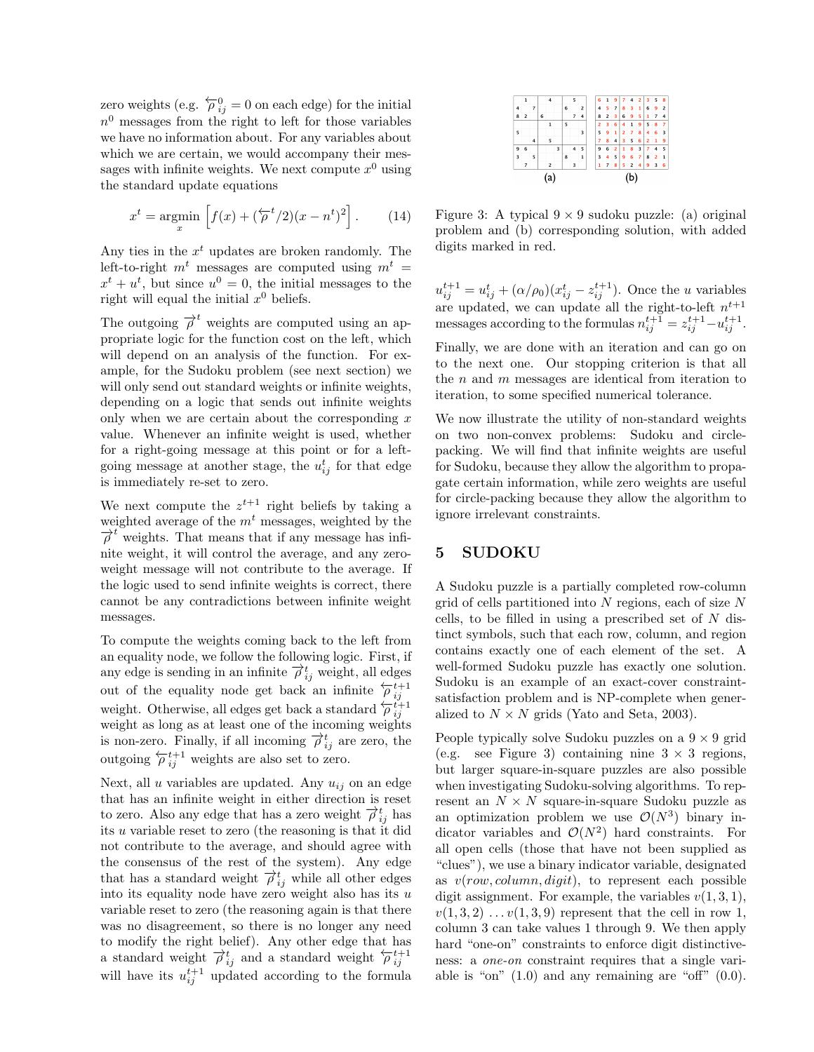zero weights (e.g. $\overleftarrow{\rho}^0_{ij} = 0$ on each edge) for the initial $n^0$ messages from the right to left for those variables we have no information about. For any variables about which we are certain, we would accompany their messages with infinite weights. We next compute $x^0$ using the standard update equations

$$x^t = \operatorname*{argmin}_x \left[ f(x) + (\overleftarrow{\rho}^t/2)(x - n^t)^2 \right]. \quad (14)$$

Any ties in the $x^t$ updates are broken randomly. The left-to-right $m^t$ messages are computed using $m^t = x^t + u^t$, but since $u^0 = 0$, the initial messages to the right will equal the initial $x^0$ beliefs.

The outgoing $\overrightarrow{\rho}^t$ weights are computed using an appropriate logic for the function cost on the left, which will depend on an analysis of the function. For example, for the Sudoku problem (see next section) we will only send out standard weights or infinite weights, depending on a logic that sends out infinite weights only when we are certain about the corresponding $x$ value. Whenever an infinite weight is used, whether for a right-going message at this point or for a left-going message at another stage, the $u^t_{ij}$ for that edge is immediately re-set to zero.

We next compute the $z^{t+1}$ right beliefs by taking a weighted average of the $m^t$ messages, weighted by the $\overrightarrow{\rho}^t$ weights. That means that if any message has infinite weight, it will control the average, and any zero-weight message will not contribute to the average. If the logic used to send infinite weights is correct, there cannot be any contradictions between infinite weight messages.

To compute the weights coming back to the left from an equality node, we follow the following logic. First, if any edge is sending in an infinite $\overrightarrow{\rho}^t_{ij}$ weight, all edges out of the equality node get back an infinite $\overleftarrow{\rho}^{t+1}_{ij}$ weight. Otherwise, all edges get back a standard $\overleftarrow{\rho}^{t+1}_{ij}$ weight as long as at least one of the incoming weights is non-zero. Finally, if all incoming $\overrightarrow{\rho}^t_{ij}$ are zero, the outgoing $\overleftarrow{\rho}^{t+1}_{ij}$ weights are also set to zero.

Next, all $u$ variables are updated. Any $u_{ij}$ on an edge that has an infinite weight in either direction is reset to zero. Also any edge that has a zero weight $\overrightarrow{\rho}^t_{ij}$ has its $u$ variable reset to zero (the reasoning is that it did not contribute to the average, and should agree with the consensus of the rest of the system). Any edge that has a standard weight $\overrightarrow{\rho}^t_{ij}$ while all other edges into its equality node have zero weight also has its $u$ variable reset to zero (the reasoning again is that there was no disagreement, so there is no longer any need to modify the right belief). Any other edge that has a standard weight $\overrightarrow{\rho}^t_{ij}$ and a standard weight $\overleftarrow{\rho}^{t+1}_{ij}$ will have its $u^{t+1}_{ij}$ updated according to the formula $u^{t+1}_{ij} = u^t_{ij} + (\alpha/\rho_0)(x^t_{ij} - z^{t+1}_{ij})$. Once the $u$ variables are updated, we can update all the right-to-left $n^{t+1}$ messages according to the formulas $n^{t+1}_{ij} = z^{t+1}_{ij} - u^{t+1}_{ij}$.

Finally, we are done with an iteration and can go on to the next one. Our stopping criterion is that all the $n$ and $m$ messages are identical from iteration to iteration, to some specified numerical tolerance.

We now illustrate the utility of non-standard weights on two non-convex problems: Sudoku and circle-packing. We will find that infinite weights are useful for Sudoku, because they allow the algorithm to propagate certain information, while zero weights are useful for circle-packing because they allow the algorithm to ignore irrelevant constraints.

Figure 3: A typical $9 \times 9$ sudoku puzzle: (a) original problem and (b) corresponding solution, with added digits marked in red.

## 5 SUDOKU

A Sudoku puzzle is a partially completed row-column grid of cells partitioned into $N$ regions, each of size $N$ cells, to be filled in using a prescribed set of $N$ distinct symbols, such that each row, column, and region contains exactly one of each element of the set. A well-formed Sudoku puzzle has exactly one solution. Sudoku is an example of an exact-cover constraint-satisfaction problem and is NP-complete when generalized to $N \times N$ grids (Yato and Seta, 2003).

People typically solve Sudoku puzzles on a $9 \times 9$ grid (e.g. see Figure 3) containing nine $3 \times 3$ regions, but larger square-in-square puzzles are also possible when investigating Sudoku-solving algorithms. To represent an $N \times N$ square-in-square Sudoku puzzle as an optimization problem we use $\mathcal{O}(N^3)$ binary indicator variables and $\mathcal{O}(N^2)$ hard constraints. For all open cells (those that have not been supplied as "clues"), we use a binary indicator variable, designated as $v(row, column, digit)$, to represent each possible digit assignment. For example, the variables $v(1, 3, 1)$, $v(1, 3, 2) \ldots v(1, 3, 9)$ represent that the cell in row 1, column 3 can take values 1 through 9. We then apply hard "one-on" constraints to enforce digit distinctiveness: a *one-on* constraint requires that a single variable is "on" (1.0) and any remaining are "off" (0.0).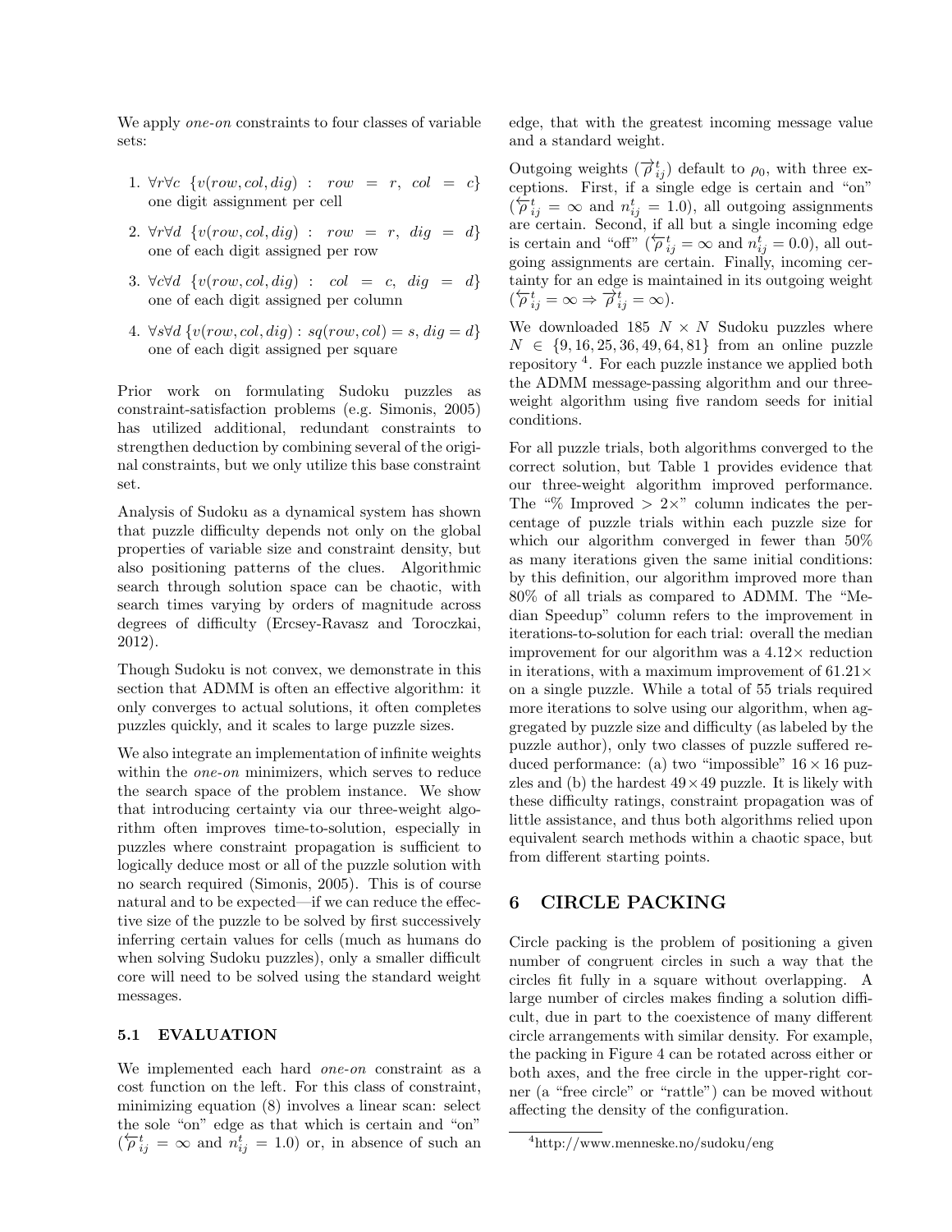We apply *one-on* constraints to four classes of variable sets:

1. $\forall r \forall c \ \{v(row, col, dig) : \ row = r, \ col = c\}$ one digit assignment per cell
2. $\forall r \forall d \ \{v(row, col, dig) : \ row = r, \ dig = d\}$ one of each digit assigned per row
3. $\forall c \forall d \ \{v(row, col, dig) : \ col = c, \ dig = d\}$ one of each digit assigned per column
4. $\forall s \forall d \ \{v(row, col, dig) : sq(row, col) = s, dig = d\}$ one of each digit assigned per square

Prior work on formulating Sudoku puzzles as constraint-satisfaction problems (e.g. Simonis, 2005) has utilized additional, redundant constraints to strengthen deduction by combining several of the original constraints, but we only utilize this base constraint set.

Analysis of Sudoku as a dynamical system has shown that puzzle difficulty depends not only on the global properties of variable size and constraint density, but also positioning patterns of the clues. Algorithmic search through solution space can be chaotic, with search times varying by orders of magnitude across degrees of difficulty (Ercsey-Ravasz and Toroczkai, 2012).

Though Sudoku is not convex, we demonstrate in this section that ADMM is often an effective algorithm: it only converges to actual solutions, it often completes puzzles quickly, and it scales to large puzzle sizes.

We also integrate an implementation of infinite weights within the *one-on* minimizers, which serves to reduce the search space of the problem instance. We show that introducing certainty via our three-weight algorithm often improves time-to-solution, especially in puzzles where constraint propagation is sufficient to logically deduce most or all of the puzzle solution with no search required (Simonis, 2005). This is of course natural and to be expected—if we can reduce the effective size of the puzzle to be solved by first successively inferring certain values for cells (much as humans do when solving Sudoku puzzles), only a smaller difficult core will need to be solved using the standard weight messages.

### 5.1 EVALUATION

We implemented each hard *one-on* constraint as a cost function on the left. For this class of constraint, minimizing equation (8) involves a linear scan: select the sole "on" edge as that which is certain and "on" ($\overleftarrow{\rho}^t_{ij} = \infty$ and $n^t_{ij} = 1.0$) or, in absence of such an edge, that with the greatest incoming message value and a standard weight.

Outgoing weights ($\overrightarrow{\rho}^t_{ij}$) default to $\rho_0$, with three exceptions. First, if a single edge is certain and "on" ($\overleftarrow{\rho}^t_{ij} = \infty$ and $n^t_{ij} = 1.0$), all outgoing assignments are certain. Second, if all but a single incoming edge is certain and "off" ($\overleftarrow{\rho}^t_{ij} = \infty$ and $n^t_{ij} = 0.0$), all outgoing assignments are certain. Finally, incoming certainty for an edge is maintained in its outgoing weight ($\overleftarrow{\rho}^t_{ij} = \infty \Rightarrow \overrightarrow{\rho}^t_{ij} = \infty$).

We downloaded 185 $N \times N$ Sudoku puzzles where $N \in \{9, 16, 25, 36, 49, 64, 81\}$ from an online puzzle repository [4]. For each puzzle instance we applied both the ADMM message-passing algorithm and our three-weight algorithm using five random seeds for initial conditions.

For all puzzle trials, both algorithms converged to the correct solution, but Table 1 provides evidence that our three-weight algorithm improved performance. The "% Improved > 2×" column indicates the percentage of puzzle trials within each puzzle size for which our algorithm converged in fewer than 50% as many iterations given the same initial conditions: by this definition, our algorithm improved more than 80% of all trials as compared to ADMM. The "Median Speedup" column refers to the improvement in iterations-to-solution for each trial: overall the median improvement for our algorithm was a 4.12× reduction in iterations, with a maximum improvement of 61.21× on a single puzzle. While a total of 55 trials required more iterations to solve using our algorithm, when aggregated by puzzle size and difficulty (as labeled by the puzzle author), only two classes of puzzle suffered reduced performance: (a) two "impossible" $16 \times 16$ puzzles and (b) the hardest $49 \times 49$ puzzle. It is likely with these difficulty ratings, constraint propagation was of little assistance, and thus both algorithms relied upon equivalent search methods within a chaotic space, but from different starting points.

## 6 CIRCLE PACKING

Circle packing is the problem of positioning a given number of congruent circles in such a way that the circles fit fully in a square without overlapping. A large number of circles makes finding a solution difficult, due in part to the coexistence of many different circle arrangements with similar density. For example, the packing in Figure 4 can be rotated across either or both axes, and the free circle in the upper-right corner (a "free circle" or "rattle") can be moved without affecting the density of the configuration.

[4] http://www.menneske.no/sudoku/eng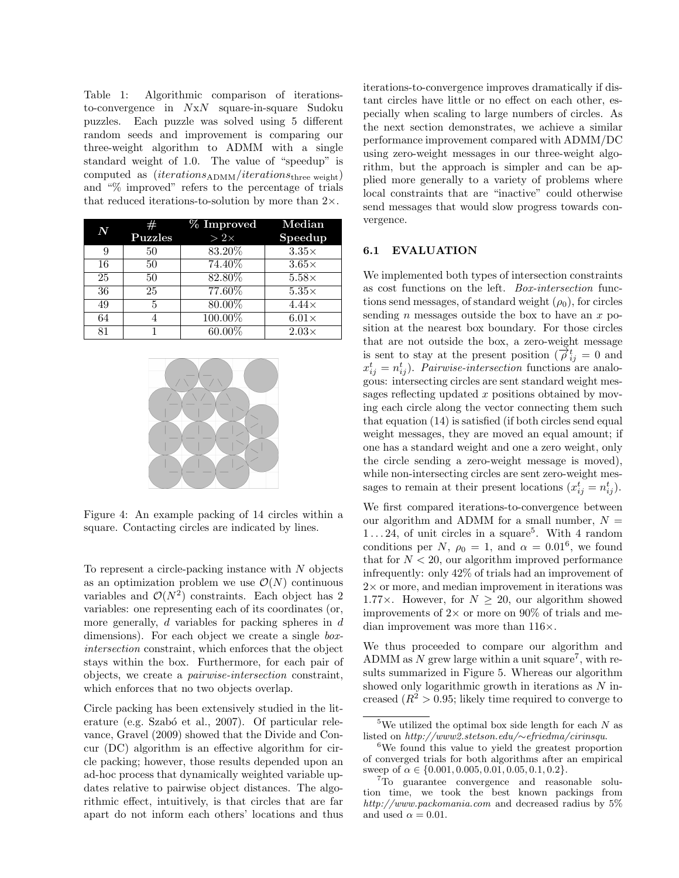Table 1: Algorithmic comparison of iterations-to-convergence in $N$x$N$ square-in-square Sudoku puzzles. Each puzzle was solved using 5 different random seeds and improvement is comparing our three-weight algorithm to ADMM with a single standard weight of 1.0. The value of "speedup" is computed as ($iterations_{\text{ADMM}}/iterations_{\text{three weight}}$) and "% improved" refers to the percentage of trials that reduced iterations-to-solution by more than 2×.

| $N$ | # Puzzles | % Improved > 2× | Median Speedup |
|---|---|---|---|
| 9 | 50 | 83.20% | 3.35× |
| 16 | 50 | 74.40% | 3.65× |
| 25 | 50 | 82.80% | 5.58× |
| 36 | 25 | 77.60% | 5.35× |
| 49 | 5 | 80.00% | 4.44× |
| 64 | 4 | 100.00% | 6.01× |
| 81 | 1 | 60.00% | 2.03× |

Figure 4: An example packing of 14 circles within a square. Contacting circles are indicated by lines.

To represent a circle-packing instance with $N$ objects as an optimization problem we use $\mathcal{O}(N)$ continuous variables and $\mathcal{O}(N^2)$ constraints. Each object has 2 variables: one representing each of its coordinates (or, more generally, $d$ variables for packing spheres in $d$ dimensions). For each object we create a single *box-intersection* constraint, which enforces that the object stays within the box. Furthermore, for each pair of objects, we create a *pairwise-intersection* constraint, which enforces that no two objects overlap.

Circle packing has been extensively studied in the literature (e.g. Szabó et al., 2007). Of particular relevance, Gravel (2009) showed that the Divide and Concur (DC) algorithm is an effective algorithm for circle packing; however, those results depended upon an ad-hoc process that dynamically weighted variable updates relative to pairwise object distances. The algorithmic effect, intuitively, is that circles that are far apart do not inform each others' locations and thus iterations-to-convergence improves dramatically if distant circles have little or no effect on each other, especially when scaling to large numbers of circles. As the next section demonstrates, we achieve a similar performance improvement compared with ADMM/DC using zero-weight messages in our three-weight algorithm, but the approach is simpler and can be applied more generally to a variety of problems where local constraints that are "inactive" could otherwise send messages that would slow progress towards convergence.

### 6.1 EVALUATION

We implemented both types of intersection constraints as cost functions on the left. *Box-intersection* functions send messages, of standard weight ($\rho_0$), for circles sending $n$ messages outside the box to have an $x$ position at the nearest box boundary. For those circles that are not outside the box, a zero-weight message is sent to stay at the present position ($\overrightarrow{\rho}_{ij}^{t} = 0$ and $x_{ij}^{t} = n_{ij}^{t}$). *Pairwise-intersection* functions are analogous: intersecting circles are sent standard weight messages reflecting updated $x$ positions obtained by moving each circle along the vector connecting them such that equation (14) is satisfied (if both circles send equal weight messages, they are moved an equal amount; if one has a standard weight and one a zero weight, only the circle sending a zero-weight message is moved), while non-intersecting circles are sent zero-weight messages to remain at their present locations ($x_{ij}^{t} = n_{ij}^{t}$).

We first compared iterations-to-convergence between our algorithm and ADMM for a small number, $N = 1 \ldots 24$, of unit circles in a square[5]. With 4 random conditions per $N$, $\rho_0 = 1$, and $\alpha = 0.01$[6], we found that for $N < 20$, our algorithm improved performance infrequently: only 42% of trials had an improvement of 2× or more, and median improvement in iterations was 1.77×. However, for $N \geq 20$, our algorithm showed improvements of 2× or more on 90% of trials and median improvement was more than 116×.

We thus proceeded to compare our algorithm and ADMM as $N$ grew large within a unit square[7], with results summarized in Figure 5. Whereas our algorithm showed only logarithmic growth in iterations as $N$ increased ($R^2 > 0.95$; likely time required to converge to

[5] We utilized the optimal box side length for each $N$ as listed on *http://www2.stetson.edu/∼efriedma/cirinsqu*.

[6] We found this value to yield the greatest proportion of converged trials for both algorithms after an empirical sweep of $\alpha \in \{0.001, 0.005, 0.01, 0.05, 0.1, 0.2\}$.

[7] To guarantee convergence and reasonable solution time, we took the best known packings from *http://www.packomania.com* and decreased radius by 5% and used $\alpha = 0.01$.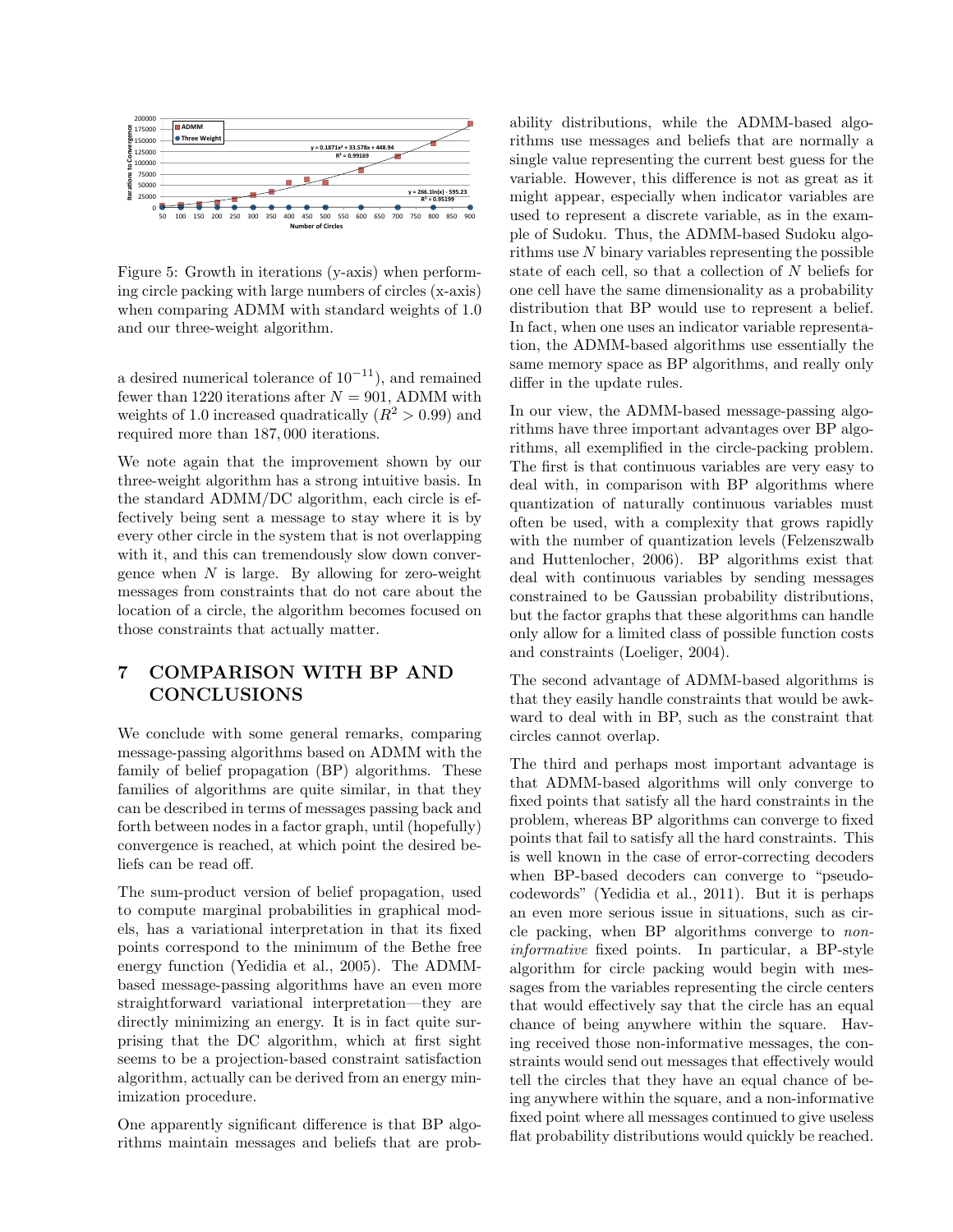Figure 5: Growth in iterations (y-axis) when performing circle packing with large numbers of circles (x-axis) when comparing ADMM with standard weights of 1.0 and our three-weight algorithm.

a desired numerical tolerance of $10^{-11}$), and remained fewer than 1220 iterations after $N = 901$, ADMM with weights of 1.0 increased quadratically ($R^2 > 0.99$) and required more than 187,000 iterations.

We note again that the improvement shown by our three-weight algorithm has a strong intuitive basis. In the standard ADMM/DC algorithm, each circle is effectively being sent a message to stay where it is by every other circle in the system that is not overlapping with it, and this can tremendously slow down convergence when $N$ is large. By allowing for zero-weight messages from constraints that do not care about the location of a circle, the algorithm becomes focused on those constraints that actually matter.

## 7 COMPARISON WITH BP AND CONCLUSIONS

We conclude with some general remarks, comparing message-passing algorithms based on ADMM with the family of belief propagation (BP) algorithms. These families of algorithms are quite similar, in that they can be described in terms of messages passing back and forth between nodes in a factor graph, until (hopefully) convergence is reached, at which point the desired beliefs can be read off.

The sum-product version of belief propagation, used to compute marginal probabilities in graphical models, has a variational interpretation in that its fixed points correspond to the minimum of the Bethe free energy function (Yedidia et al., 2005). The ADMM-based message-passing algorithms have an even more straightforward variational interpretation—they are directly minimizing an energy. It is in fact quite surprising that the DC algorithm, which at first sight seems to be a projection-based constraint satisfaction algorithm, actually can be derived from an energy minimization procedure.

One apparently significant difference is that BP algorithms maintain messages and beliefs that are probability distributions, while the ADMM-based algorithms use messages and beliefs that are normally a single value representing the current best guess for the variable. However, this difference is not as great as it might appear, especially when indicator variables are used to represent a discrete variable, as in the example of Sudoku. Thus, the ADMM-based Sudoku algorithms use $N$ binary variables representing the possible state of each cell, so that a collection of $N$ beliefs for one cell have the same dimensionality as a probability distribution that BP would use to represent a belief. In fact, when one uses an indicator variable representation, the ADMM-based algorithms use essentially the same memory space as BP algorithms, and really only differ in the update rules.

In our view, the ADMM-based message-passing algorithms have three important advantages over BP algorithms, all exemplified in the circle-packing problem. The first is that continuous variables are very easy to deal with, in comparison with BP algorithms where quantization of naturally continuous variables must often be used, with a complexity that grows rapidly with the number of quantization levels (Felzenszwalb and Huttenlocher, 2006). BP algorithms exist that deal with continuous variables by sending messages constrained to be Gaussian probability distributions, but the factor graphs that these algorithms can handle only allow for a limited class of possible function costs and constraints (Loeliger, 2004).

The second advantage of ADMM-based algorithms is that they easily handle constraints that would be awkward to deal with in BP, such as the constraint that circles cannot overlap.

The third and perhaps most important advantage is that ADMM-based algorithms will only converge to fixed points that satisfy all the hard constraints in the problem, whereas BP algorithms can converge to fixed points that fail to satisfy all the hard constraints. This is well known in the case of error-correcting decoders when BP-based decoders can converge to "pseudo-codewords" (Yedidia et al., 2011). But it is perhaps an even more serious issue in situations, such as circle packing, when BP algorithms converge to *non-informative* fixed points. In particular, a BP-style algorithm for circle packing would begin with messages from the variables representing the circle centers that would effectively say that the circle has an equal chance of being anywhere within the square. Having received those non-informative messages, the constraints would send out messages that effectively would tell the circles that they have an equal chance of being anywhere within the square, and a non-informative fixed point where all messages continued to give useless flat probability distributions would quickly be reached.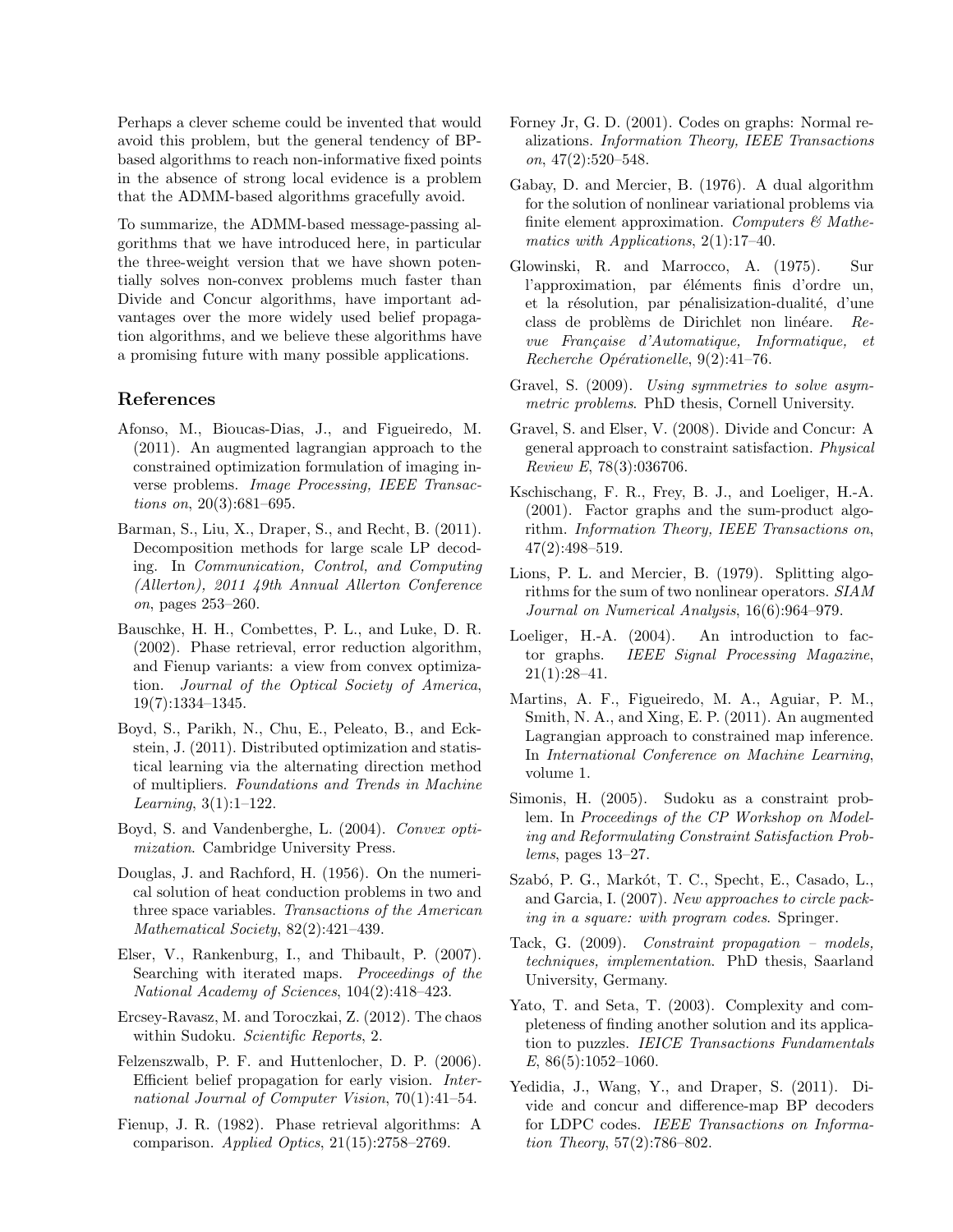Perhaps a clever scheme could be invented that would avoid this problem, but the general tendency of BP-based algorithms to reach non-informative fixed points in the absence of strong local evidence is a problem that the ADMM-based algorithms gracefully avoid.

To summarize, the ADMM-based message-passing algorithms that we have introduced here, in particular the three-weight version that we have shown potentially solves non-convex problems much faster than Divide and Concur algorithms, have important advantages over the more widely used belief propagation algorithms, and we believe these algorithms have a promising future with many possible applications.

## References

Afonso, M., Bioucas-Dias, J., and Figueiredo, M. (2011). An augmented lagrangian approach to the constrained optimization formulation of imaging inverse problems. *Image Processing, IEEE Transactions on*, 20(3):681–695.

Barman, S., Liu, X., Draper, S., and Recht, B. (2011). Decomposition methods for large scale LP decoding. In *Communication, Control, and Computing (Allerton), 2011 49th Annual Allerton Conference on*, pages 253–260.

Bauschke, H. H., Combettes, P. L., and Luke, D. R. (2002). Phase retrieval, error reduction algorithm, and Fienup variants: a view from convex optimization. *Journal of the Optical Society of America*, 19(7):1334–1345.

Boyd, S., Parikh, N., Chu, E., Peleato, B., and Eckstein, J. (2011). Distributed optimization and statistical learning via the alternating direction method of multipliers. *Foundations and Trends in Machine Learning*, 3(1):1–122.

Boyd, S. and Vandenberghe, L. (2004). *Convex optimization*. Cambridge University Press.

Douglas, J. and Rachford, H. (1956). On the numerical solution of heat conduction problems in two and three space variables. *Transactions of the American Mathematical Society*, 82(2):421–439.

Elser, V., Rankenburg, I., and Thibault, P. (2007). Searching with iterated maps. *Proceedings of the National Academy of Sciences*, 104(2):418–423.

Ercsey-Ravasz, M. and Toroczkai, Z. (2012). The chaos within Sudoku. *Scientific Reports*, 2.

Felzenszwalb, P. F. and Huttenlocher, D. P. (2006). Efficient belief propagation for early vision. *International Journal of Computer Vision*, 70(1):41–54.

Fienup, J. R. (1982). Phase retrieval algorithms: A comparison. *Applied Optics*, 21(15):2758–2769.

Forney Jr, G. D. (2001). Codes on graphs: Normal realizations. *Information Theory, IEEE Transactions on*, 47(2):520–548.

Gabay, D. and Mercier, B. (1976). A dual algorithm for the solution of nonlinear variational problems via finite element approximation. *Computers & Mathematics with Applications*, 2(1):17–40.

Glowinski, R. and Marrocco, A. (1975). Sur l'approximation, par éléments finis d'ordre un, et la résolution, par pénalisization-dualité, d'une class de problèms de Dirichlet non linéare. *Revue Française d'Automatique, Informatique, et Recherche Opérationelle*, 9(2):41–76.

Gravel, S. (2009). *Using symmetries to solve asymmetric problems*. PhD thesis, Cornell University.

Gravel, S. and Elser, V. (2008). Divide and Concur: A general approach to constraint satisfaction. *Physical Review E*, 78(3):036706.

Kschischang, F. R., Frey, B. J., and Loeliger, H.-A. (2001). Factor graphs and the sum-product algorithm. *Information Theory, IEEE Transactions on*, 47(2):498–519.

Lions, P. L. and Mercier, B. (1979). Splitting algorithms for the sum of two nonlinear operators. *SIAM Journal on Numerical Analysis*, 16(6):964–979.

Loeliger, H.-A. (2004). An introduction to factor graphs. *IEEE Signal Processing Magazine*, 21(1):28–41.

Martins, A. F., Figueiredo, M. A., Aguiar, P. M., Smith, N. A., and Xing, E. P. (2011). An augmented Lagrangian approach to constrained map inference. In *International Conference on Machine Learning*, volume 1.

Simonis, H. (2005). Sudoku as a constraint problem. In *Proceedings of the CP Workshop on Modeling and Reformulating Constraint Satisfaction Problems*, pages 13–27.

Szabó, P. G., Markót, T. C., Specht, E., Casado, L., and Garcia, I. (2007). *New approaches to circle packing in a square: with program codes*. Springer.

Tack, G. (2009). *Constraint propagation – models, techniques, implementation*. PhD thesis, Saarland University, Germany.

Yato, T. and Seta, T. (2003). Complexity and completeness of finding another solution and its application to puzzles. *IEICE Transactions Fundamentals E*, 86(5):1052–1060.

Yedidia, J., Wang, Y., and Draper, S. (2011). Divide and concur and difference-map BP decoders for LDPC codes. *IEEE Transactions on Information Theory*, 57(2):786–802.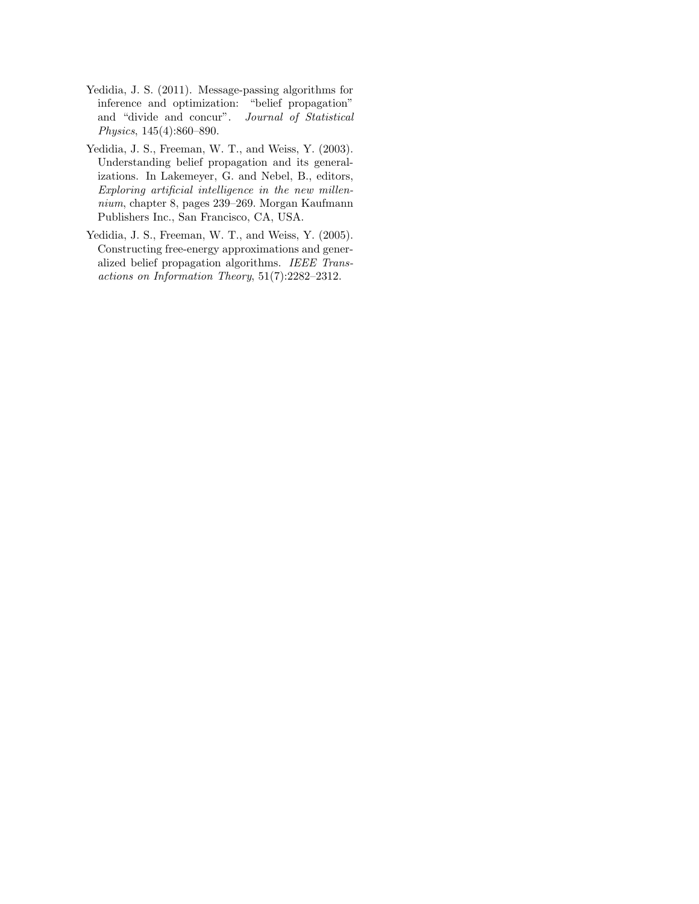Yedidia, J. S. (2011). Message-passing algorithms for inference and optimization: "belief propagation" and "divide and concur". *Journal of Statistical Physics*, 145(4):860–890.

Yedidia, J. S., Freeman, W. T., and Weiss, Y. (2003). Understanding belief propagation and its generalizations. In Lakemeyer, G. and Nebel, B., editors, *Exploring artificial intelligence in the new millennium*, chapter 8, pages 239–269. Morgan Kaufmann Publishers Inc., San Francisco, CA, USA.

Yedidia, J. S., Freeman, W. T., and Weiss, Y. (2005). Constructing free-energy approximations and generalized belief propagation algorithms. *IEEE Transactions on Information Theory*, 51(7):2282–2312.